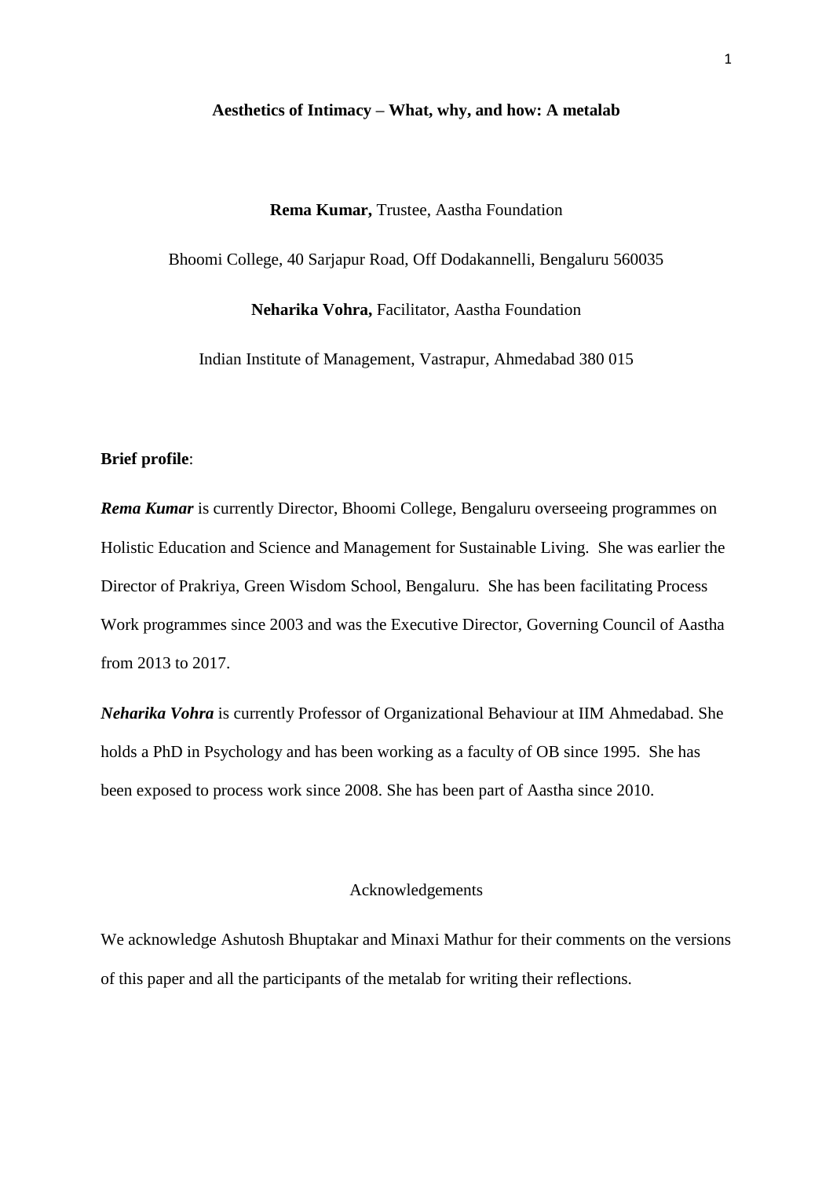# Aesthetics of Intimacy – What, why, and how: A metalab

**Rema Kumar,** Trustee, Aastha Foundation

Bhoomi College, 40 Sarjapur Road, Off Dodakannelli, Bengaluru 560035

**Neharika Vohra,** Facilitator, Aastha Foundation

Indian Institute of Management, Vastrapur, Ahmedabad 380 015

**Brief profile**:

***Rema Kumar*** is currently Director, Bhoomi College, Bengaluru overseeing programmes on Holistic Education and Science and Management for Sustainable Living. She was earlier the Director of Prakriya, Green Wisdom School, Bengaluru. She has been facilitating Process Work programmes since 2003 and was the Executive Director, Governing Council of Aastha from 2013 to 2017.

***Neharika Vohra*** is currently Professor of Organizational Behaviour at IIM Ahmedabad. She holds a PhD in Psychology and has been working as a faculty of OB since 1995. She has been exposed to process work since 2008. She has been part of Aastha since 2010.

Acknowledgements

We acknowledge Ashutosh Bhuptakar and Minaxi Mathur for their comments on the versions of this paper and all the participants of the metalab for writing their reflections.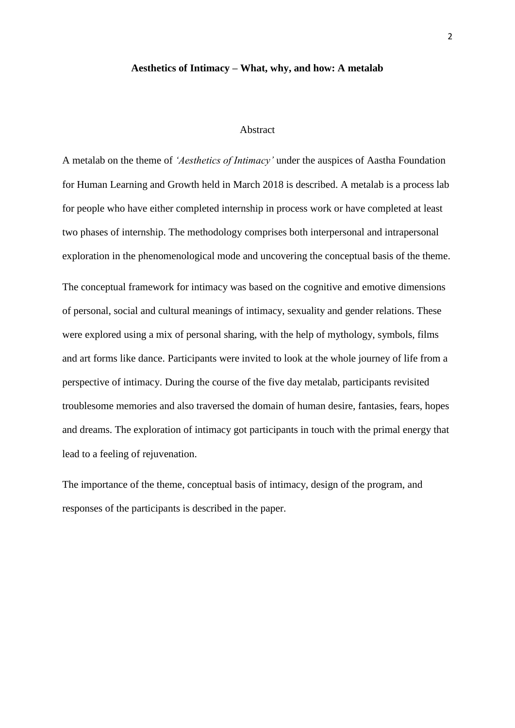**Aesthetics of Intimacy – What, why, and how: A metalab**

## Abstract

A metalab on the theme of *'Aesthetics of Intimacy'* under the auspices of Aastha Foundation for Human Learning and Growth held in March 2018 is described. A metalab is a process lab for people who have either completed internship in process work or have completed at least two phases of internship. The methodology comprises both interpersonal and intrapersonal exploration in the phenomenological mode and uncovering the conceptual basis of the theme.

The conceptual framework for intimacy was based on the cognitive and emotive dimensions of personal, social and cultural meanings of intimacy, sexuality and gender relations. These were explored using a mix of personal sharing, with the help of mythology, symbols, films and art forms like dance. Participants were invited to look at the whole journey of life from a perspective of intimacy. During the course of the five day metalab, participants revisited troublesome memories and also traversed the domain of human desire, fantasies, fears, hopes and dreams. The exploration of intimacy got participants in touch with the primal energy that lead to a feeling of rejuvenation.

The importance of the theme, conceptual basis of intimacy, design of the program, and responses of the participants is described in the paper.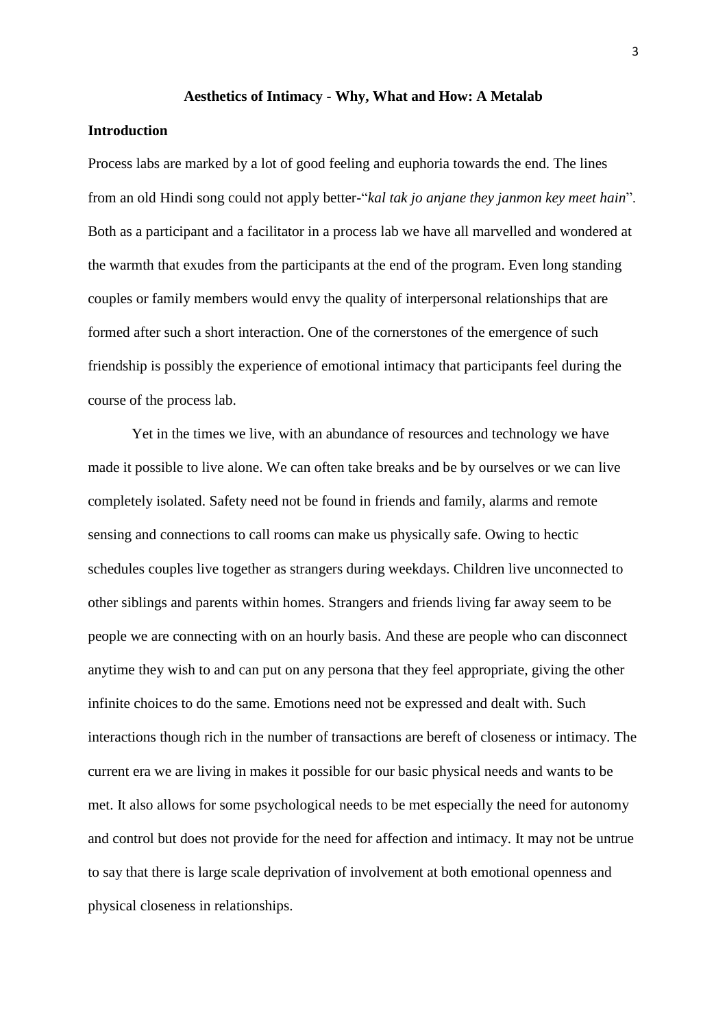**Aesthetics of Intimacy - Why, What and How: A Metalab**

**Introduction**

Process labs are marked by a lot of good feeling and euphoria towards the end. The lines from an old Hindi song could not apply better-"*kal tak jo anjane they janmon key meet hain*". Both as a participant and a facilitator in a process lab we have all marvelled and wondered at the warmth that exudes from the participants at the end of the program. Even long standing couples or family members would envy the quality of interpersonal relationships that are formed after such a short interaction. One of the cornerstones of the emergence of such friendship is possibly the experience of emotional intimacy that participants feel during the course of the process lab.

Yet in the times we live, with an abundance of resources and technology we have made it possible to live alone. We can often take breaks and be by ourselves or we can live completely isolated. Safety need not be found in friends and family, alarms and remote sensing and connections to call rooms can make us physically safe. Owing to hectic schedules couples live together as strangers during weekdays. Children live unconnected to other siblings and parents within homes. Strangers and friends living far away seem to be people we are connecting with on an hourly basis. And these are people who can disconnect anytime they wish to and can put on any persona that they feel appropriate, giving the other infinite choices to do the same. Emotions need not be expressed and dealt with. Such interactions though rich in the number of transactions are bereft of closeness or intimacy. The current era we are living in makes it possible for our basic physical needs and wants to be met. It also allows for some psychological needs to be met especially the need for autonomy and control but does not provide for the need for affection and intimacy. It may not be untrue to say that there is large scale deprivation of involvement at both emotional openness and physical closeness in relationships.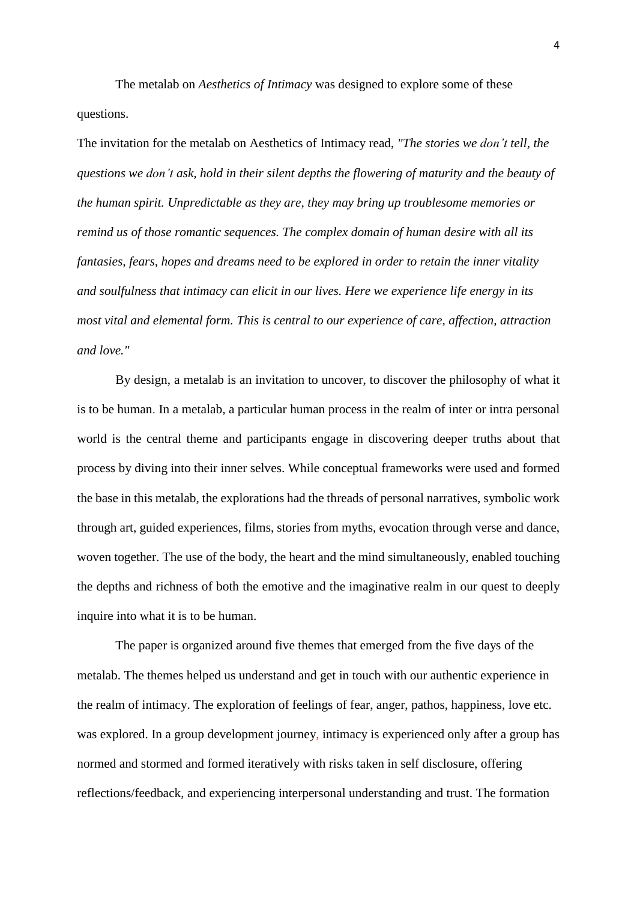The metalab on *Aesthetics of Intimacy* was designed to explore some of these questions.

The invitation for the metalab on Aesthetics of Intimacy read, *"The stories we don't tell, the questions we don't ask, hold in their silent depths the flowering of maturity and the beauty of the human spirit. Unpredictable as they are, they may bring up troublesome memories or remind us of those romantic sequences. The complex domain of human desire with all its fantasies, fears, hopes and dreams need to be explored in order to retain the inner vitality and soulfulness that intimacy can elicit in our lives. Here we experience life energy in its most vital and elemental form. This is central to our experience of care, affection, attraction and love."*

By design, a metalab is an invitation to uncover, to discover the philosophy of what it is to be human. In a metalab, a particular human process in the realm of inter or intra personal world is the central theme and participants engage in discovering deeper truths about that process by diving into their inner selves. While conceptual frameworks were used and formed the base in this metalab, the explorations had the threads of personal narratives, symbolic work through art, guided experiences, films, stories from myths, evocation through verse and dance, woven together. The use of the body, the heart and the mind simultaneously, enabled touching the depths and richness of both the emotive and the imaginative realm in our quest to deeply inquire into what it is to be human.

The paper is organized around five themes that emerged from the five days of the metalab. The themes helped us understand and get in touch with our authentic experience in the realm of intimacy. The exploration of feelings of fear, anger, pathos, happiness, love etc. was explored. In a group development journey, intimacy is experienced only after a group has normed and stormed and formed iteratively with risks taken in self disclosure, offering reflections/feedback, and experiencing interpersonal understanding and trust. The formation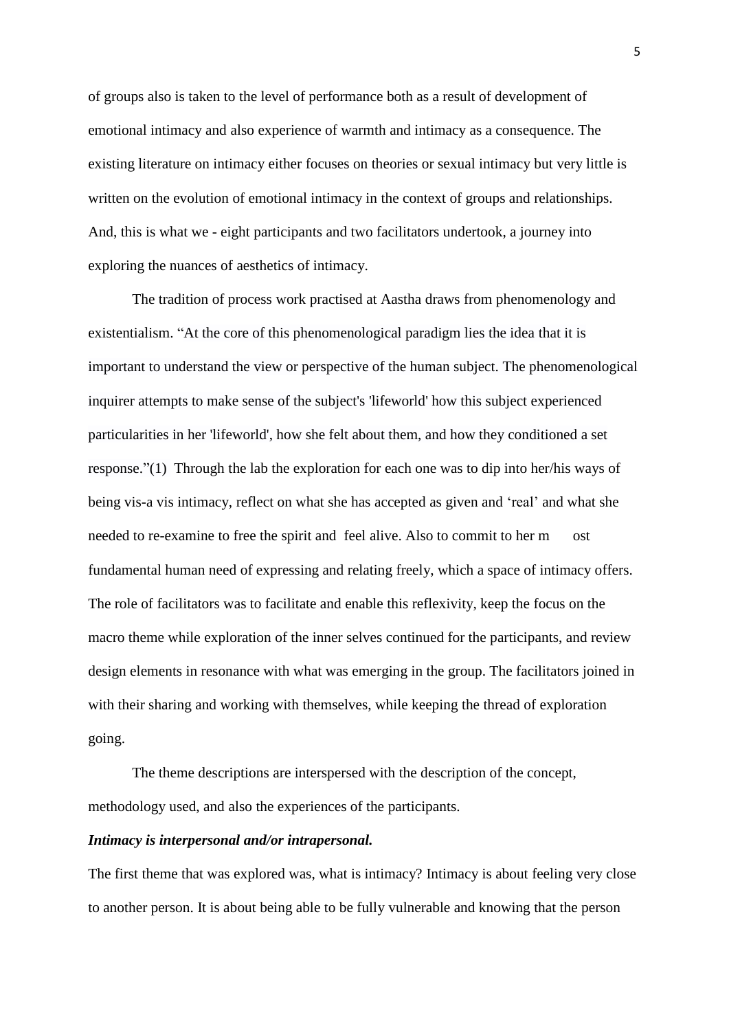of groups also is taken to the level of performance both as a result of development of emotional intimacy and also experience of warmth and intimacy as a consequence. The existing literature on intimacy either focuses on theories or sexual intimacy but very little is written on the evolution of emotional intimacy in the context of groups and relationships. And, this is what we - eight participants and two facilitators undertook, a journey into exploring the nuances of aesthetics of intimacy.

The tradition of process work practised at Aastha draws from phenomenology and existentialism. “At the core of this phenomenological paradigm lies the idea that it is important to understand the view or perspective of the human subject. The phenomenological inquirer attempts to make sense of the subject's 'lifeworld' how this subject experienced particularities in her 'lifeworld', how she felt about them, and how they conditioned a set response.”(1) Through the lab the exploration for each one was to dip into her/his ways of being vis-a vis intimacy, reflect on what she has accepted as given and ‘real’ and what she needed to re-examine to free the spirit and feel alive. Also to commit to her m ost fundamental human need of expressing and relating freely, which a space of intimacy offers. The role of facilitators was to facilitate and enable this reflexivity, keep the focus on the macro theme while exploration of the inner selves continued for the participants, and review design elements in resonance with what was emerging in the group. The facilitators joined in with their sharing and working with themselves, while keeping the thread of exploration going.

The theme descriptions are interspersed with the description of the concept, methodology used, and also the experiences of the participants.

***Intimacy is interpersonal and/or intrapersonal.***

The first theme that was explored was, what is intimacy? Intimacy is about feeling very close to another person. It is about being able to be fully vulnerable and knowing that the person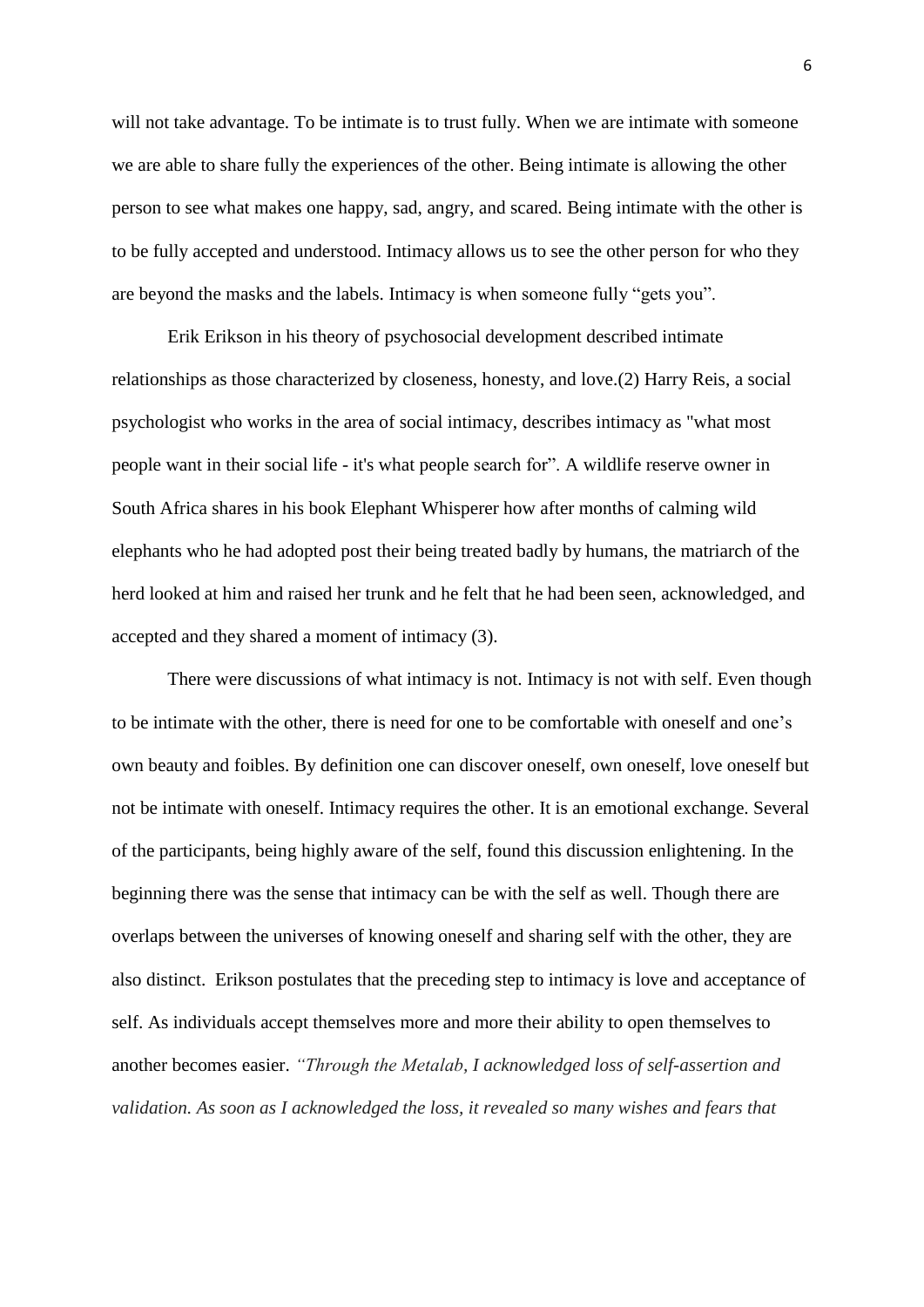will not take advantage. To be intimate is to trust fully. When we are intimate with someone we are able to share fully the experiences of the other. Being intimate is allowing the other person to see what makes one happy, sad, angry, and scared. Being intimate with the other is to be fully accepted and understood. Intimacy allows us to see the other person for who they are beyond the masks and the labels. Intimacy is when someone fully "gets you".

Erik Erikson in his theory of psychosocial development described intimate relationships as those characterized by closeness, honesty, and love.(2) Harry Reis, a social psychologist who works in the area of social intimacy, describes intimacy as "what most people want in their social life - it's what people search for". A wildlife reserve owner in South Africa shares in his book Elephant Whisperer how after months of calming wild elephants who he had adopted post their being treated badly by humans, the matriarch of the herd looked at him and raised her trunk and he felt that he had been seen, acknowledged, and accepted and they shared a moment of intimacy (3).

There were discussions of what intimacy is not. Intimacy is not with self. Even though to be intimate with the other, there is need for one to be comfortable with oneself and one's own beauty and foibles. By definition one can discover oneself, own oneself, love oneself but not be intimate with oneself. Intimacy requires the other. It is an emotional exchange. Several of the participants, being highly aware of the self, found this discussion enlightening. In the beginning there was the sense that intimacy can be with the self as well. Though there are overlaps between the universes of knowing oneself and sharing self with the other, they are also distinct. Erikson postulates that the preceding step to intimacy is love and acceptance of self. As individuals accept themselves more and more their ability to open themselves to another becomes easier. *"Through the Metalab, I acknowledged loss of self-assertion and validation. As soon as I acknowledged the loss, it revealed so many wishes and fears that*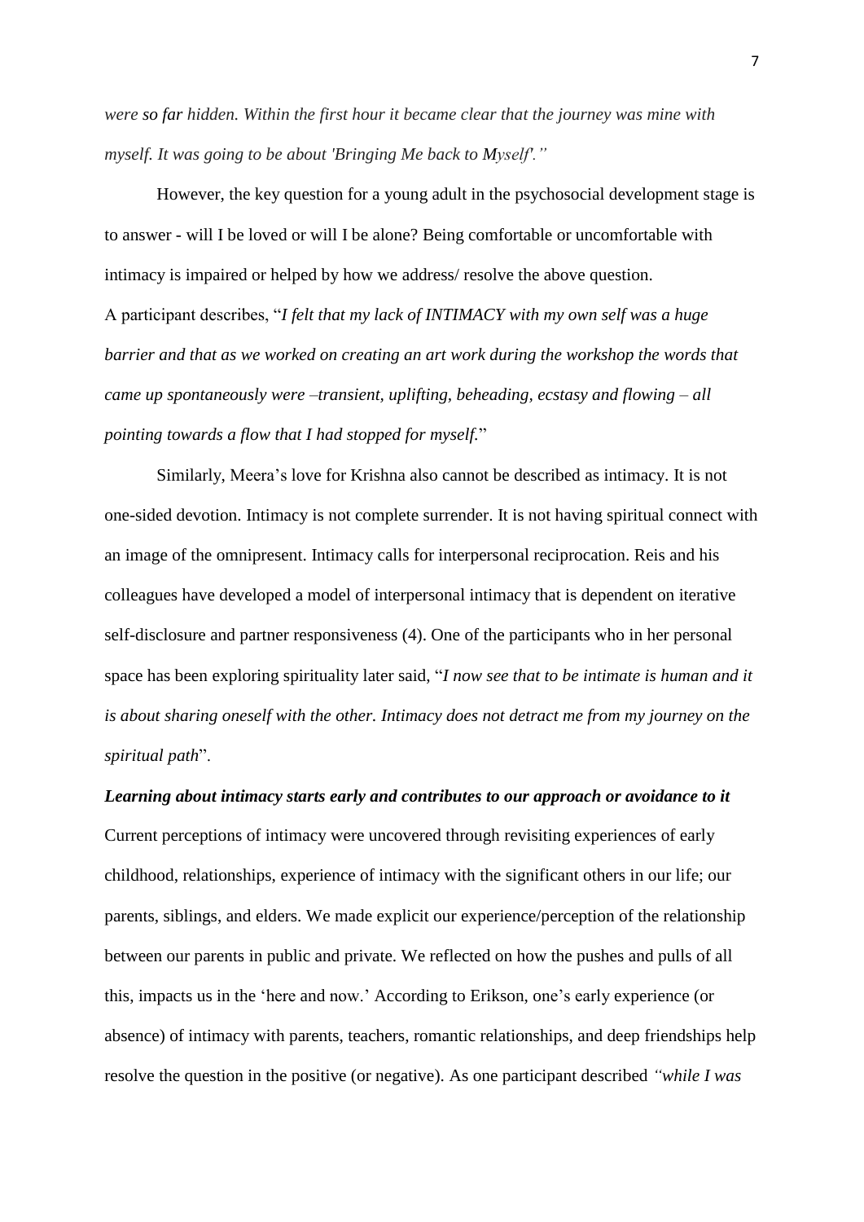*were so far hidden. Within the first hour it became clear that the journey was mine with myself. It was going to be about 'Bringing Me back to Myself'."*

However, the key question for a young adult in the psychosocial development stage is to answer - will I be loved or will I be alone? Being comfortable or uncomfortable with intimacy is impaired or helped by how we address/ resolve the above question.

A participant describes, "*I felt that my lack of INTIMACY with my own self was a huge barrier and that as we worked on creating an art work during the workshop the words that came up spontaneously were –transient, uplifting, beheading, ecstasy and flowing – all pointing towards a flow that I had stopped for myself.*"

Similarly, Meera's love for Krishna also cannot be described as intimacy. It is not one-sided devotion. Intimacy is not complete surrender. It is not having spiritual connect with an image of the omnipresent. Intimacy calls for interpersonal reciprocation. Reis and his colleagues have developed a model of interpersonal intimacy that is dependent on iterative self-disclosure and partner responsiveness (4). One of the participants who in her personal space has been exploring spirituality later said, "*I now see that to be intimate is human and it is about sharing oneself with the other. Intimacy does not detract me from my journey on the spiritual path*".

***Learning about intimacy starts early and contributes to our approach or avoidance to it***

Current perceptions of intimacy were uncovered through revisiting experiences of early childhood, relationships, experience of intimacy with the significant others in our life; our parents, siblings, and elders. We made explicit our experience/perception of the relationship between our parents in public and private. We reflected on how the pushes and pulls of all this, impacts us in the 'here and now.' According to Erikson, one's early experience (or absence) of intimacy with parents, teachers, romantic relationships, and deep friendships help resolve the question in the positive (or negative). As one participant described *"while I was*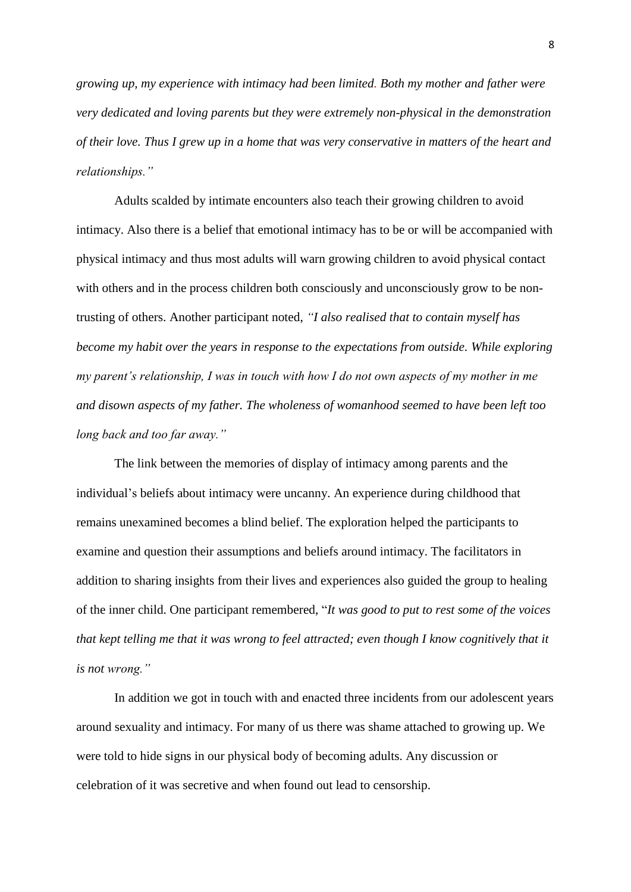*growing up, my experience with intimacy had been limited. Both my mother and father were very dedicated and loving parents but they were extremely non-physical in the demonstration of their love. Thus I grew up in a home that was very conservative in matters of the heart and relationships."*

Adults scalded by intimate encounters also teach their growing children to avoid intimacy. Also there is a belief that emotional intimacy has to be or will be accompanied with physical intimacy and thus most adults will warn growing children to avoid physical contact with others and in the process children both consciously and unconsciously grow to be non-trusting of others. Another participant noted, *"I also realised that to contain myself has become my habit over the years in response to the expectations from outside. While exploring my parent's relationship, I was in touch with how I do not own aspects of my mother in me and disown aspects of my father. The wholeness of womanhood seemed to have been left too long back and too far away."*

The link between the memories of display of intimacy among parents and the individual's beliefs about intimacy were uncanny. An experience during childhood that remains unexamined becomes a blind belief. The exploration helped the participants to examine and question their assumptions and beliefs around intimacy. The facilitators in addition to sharing insights from their lives and experiences also guided the group to healing of the inner child. One participant remembered, "*It was good to put to rest some of the voices that kept telling me that it was wrong to feel attracted; even though I know cognitively that it is not wrong."*

In addition we got in touch with and enacted three incidents from our adolescent years around sexuality and intimacy. For many of us there was shame attached to growing up. We were told to hide signs in our physical body of becoming adults. Any discussion or celebration of it was secretive and when found out lead to censorship.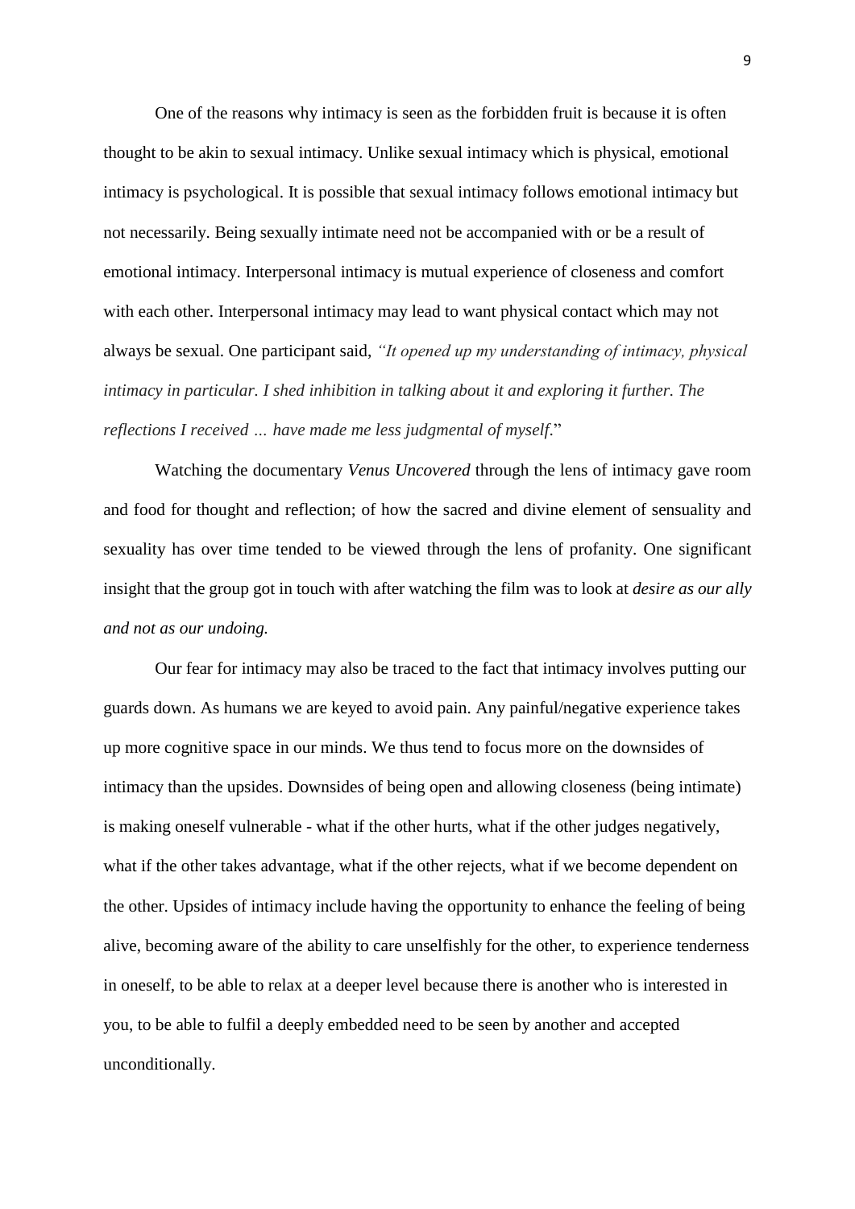One of the reasons why intimacy is seen as the forbidden fruit is because it is often thought to be akin to sexual intimacy. Unlike sexual intimacy which is physical, emotional intimacy is psychological. It is possible that sexual intimacy follows emotional intimacy but not necessarily. Being sexually intimate need not be accompanied with or be a result of emotional intimacy. Interpersonal intimacy is mutual experience of closeness and comfort with each other. Interpersonal intimacy may lead to want physical contact which may not always be sexual. One participant said, *"It opened up my understanding of intimacy, physical intimacy in particular. I shed inhibition in talking about it and exploring it further. The reflections I received … have made me less judgmental of myself.*"

Watching the documentary *Venus Uncovered* through the lens of intimacy gave room and food for thought and reflection; of how the sacred and divine element of sensuality and sexuality has over time tended to be viewed through the lens of profanity. One significant insight that the group got in touch with after watching the film was to look at *desire as our ally and not as our undoing.*

Our fear for intimacy may also be traced to the fact that intimacy involves putting our guards down. As humans we are keyed to avoid pain. Any painful/negative experience takes up more cognitive space in our minds. We thus tend to focus more on the downsides of intimacy than the upsides. Downsides of being open and allowing closeness (being intimate) is making oneself vulnerable - what if the other hurts, what if the other judges negatively, what if the other takes advantage, what if the other rejects, what if we become dependent on the other. Upsides of intimacy include having the opportunity to enhance the feeling of being alive, becoming aware of the ability to care unselfishly for the other, to experience tenderness in oneself, to be able to relax at a deeper level because there is another who is interested in you, to be able to fulfil a deeply embedded need to be seen by another and accepted unconditionally.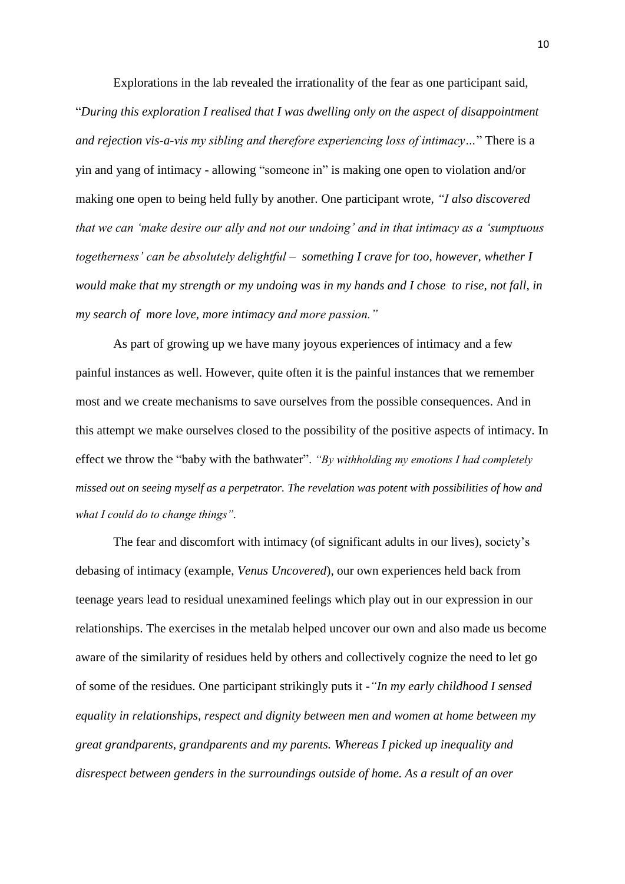Explorations in the lab revealed the irrationality of the fear as one participant said, "*During this exploration I realised that I was dwelling only on the aspect of disappointment and rejection vis-a-vis my sibling and therefore experiencing loss of intimacy…*" There is a yin and yang of intimacy - allowing "someone in" is making one open to violation and/or making one open to being held fully by another. One participant wrote, *"I also discovered that we can 'make desire our ally and not our undoing' and in that intimacy as a 'sumptuous togetherness' can be absolutely delightful – something I crave for too, however, whether I would make that my strength or my undoing was in my hands and I chose to rise, not fall, in my search of more love, more intimacy and more passion."*

As part of growing up we have many joyous experiences of intimacy and a few painful instances as well. However, quite often it is the painful instances that we remember most and we create mechanisms to save ourselves from the possible consequences. And in this attempt we make ourselves closed to the possibility of the positive aspects of intimacy. In effect we throw the "baby with the bathwater". *"By withholding my emotions I had completely missed out on seeing myself as a perpetrator. The revelation was potent with possibilities of how and what I could do to change things".*

The fear and discomfort with intimacy (of significant adults in our lives), society's debasing of intimacy (example, *Venus Uncovered*), our own experiences held back from teenage years lead to residual unexamined feelings which play out in our expression in our relationships. The exercises in the metalab helped uncover our own and also made us become aware of the similarity of residues held by others and collectively cognize the need to let go of some of the residues. One participant strikingly puts it -*"In my early childhood I sensed equality in relationships, respect and dignity between men and women at home between my great grandparents, grandparents and my parents. Whereas I picked up inequality and disrespect between genders in the surroundings outside of home. As a result of an over*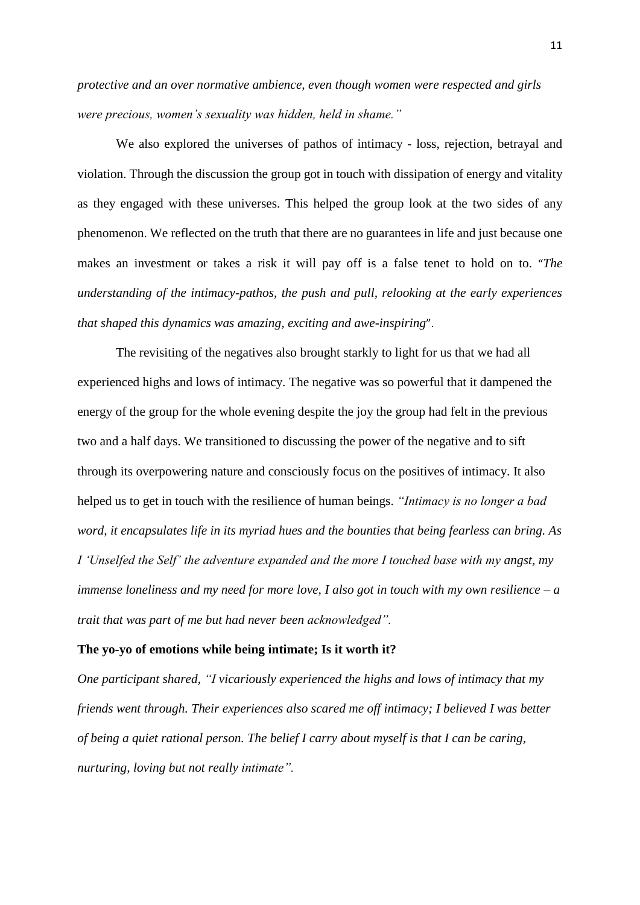*protective and an over normative ambience, even though women were respected and girls were precious, women's sexuality was hidden, held in shame."*

We also explored the universes of pathos of intimacy - loss, rejection, betrayal and violation. Through the discussion the group got in touch with dissipation of energy and vitality as they engaged with these universes. This helped the group look at the two sides of any phenomenon. We reflected on the truth that there are no guarantees in life and just because one makes an investment or takes a risk it will pay off is a false tenet to hold on to. *"The understanding of the intimacy-pathos, the push and pull, relooking at the early experiences that shaped this dynamics was amazing, exciting and awe-inspiring"*.

The revisiting of the negatives also brought starkly to light for us that we had all experienced highs and lows of intimacy. The negative was so powerful that it dampened the energy of the group for the whole evening despite the joy the group had felt in the previous two and a half days. We transitioned to discussing the power of the negative and to sift through its overpowering nature and consciously focus on the positives of intimacy. It also helped us to get in touch with the resilience of human beings. *"Intimacy is no longer a bad word, it encapsulates life in its myriad hues and the bounties that being fearless can bring. As I 'Unselfed the Self' the adventure expanded and the more I touched base with my angst, my immense loneliness and my need for more love, I also got in touch with my own resilience – a trait that was part of me but had never been acknowledged".*

**The yo-yo of emotions while being intimate; Is it worth it?**

*One participant shared, "I vicariously experienced the highs and lows of intimacy that my friends went through. Their experiences also scared me off intimacy; I believed I was better of being a quiet rational person. The belief I carry about myself is that I can be caring, nurturing, loving but not really intimate".*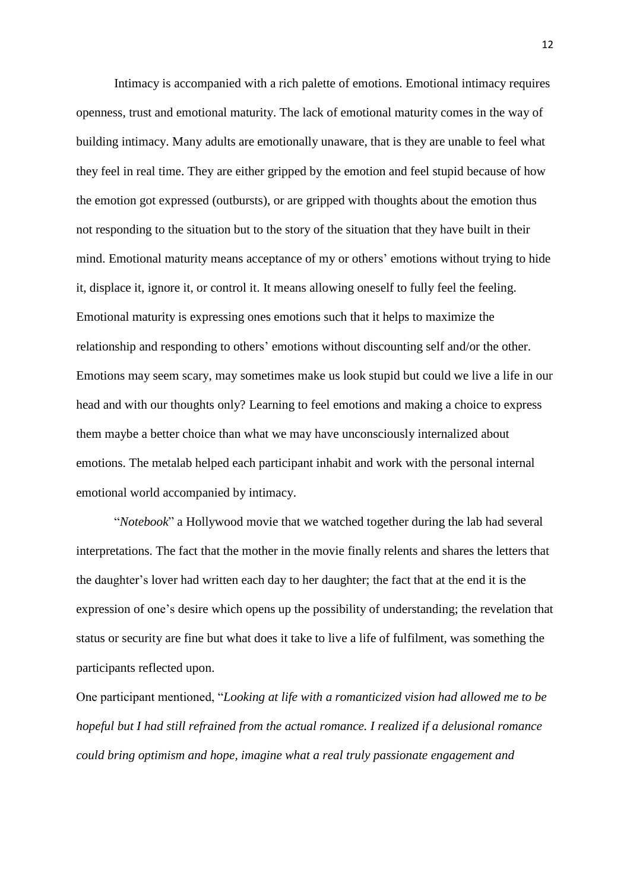Intimacy is accompanied with a rich palette of emotions. Emotional intimacy requires openness, trust and emotional maturity. The lack of emotional maturity comes in the way of building intimacy. Many adults are emotionally unaware, that is they are unable to feel what they feel in real time. They are either gripped by the emotion and feel stupid because of how the emotion got expressed (outbursts), or are gripped with thoughts about the emotion thus not responding to the situation but to the story of the situation that they have built in their mind. Emotional maturity means acceptance of my or others' emotions without trying to hide it, displace it, ignore it, or control it. It means allowing oneself to fully feel the feeling. Emotional maturity is expressing ones emotions such that it helps to maximize the relationship and responding to others' emotions without discounting self and/or the other. Emotions may seem scary, may sometimes make us look stupid but could we live a life in our head and with our thoughts only? Learning to feel emotions and making a choice to express them maybe a better choice than what we may have unconsciously internalized about emotions. The metalab helped each participant inhabit and work with the personal internal emotional world accompanied by intimacy.

"*Notebook*" a Hollywood movie that we watched together during the lab had several interpretations. The fact that the mother in the movie finally relents and shares the letters that the daughter's lover had written each day to her daughter; the fact that at the end it is the expression of one's desire which opens up the possibility of understanding; the revelation that status or security are fine but what does it take to live a life of fulfilment, was something the participants reflected upon.

One participant mentioned, "*Looking at life with a romanticized vision had allowed me to be hopeful but I had still refrained from the actual romance. I realized if a delusional romance could bring optimism and hope, imagine what a real truly passionate engagement and*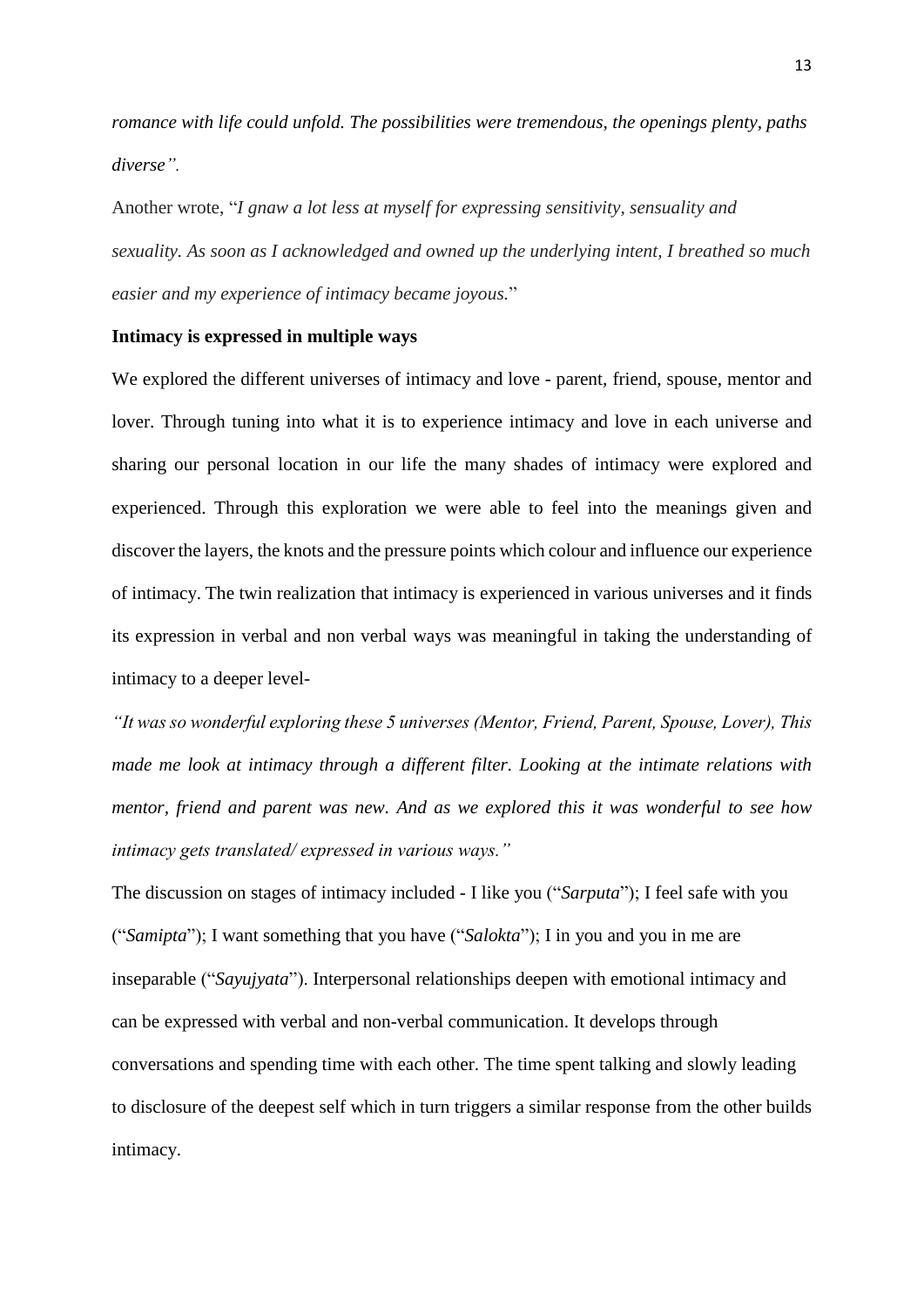*romance with life could unfold. The possibilities were tremendous, the openings plenty, paths diverse".*

Another wrote, "*I gnaw a lot less at myself for expressing sensitivity, sensuality and sexuality. As soon as I acknowledged and owned up the underlying intent, I breathed so much easier and my experience of intimacy became joyous.*"

**Intimacy is expressed in multiple ways**

We explored the different universes of intimacy and love - parent, friend, spouse, mentor and lover. Through tuning into what it is to experience intimacy and love in each universe and sharing our personal location in our life the many shades of intimacy were explored and experienced. Through this exploration we were able to feel into the meanings given and discover the layers, the knots and the pressure points which colour and influence our experience of intimacy. The twin realization that intimacy is experienced in various universes and it finds its expression in verbal and non verbal ways was meaningful in taking the understanding of intimacy to a deeper level-

*"It was so wonderful exploring these 5 universes (Mentor, Friend, Parent, Spouse, Lover), This made me look at intimacy through a different filter. Looking at the intimate relations with mentor, friend and parent was new. And as we explored this it was wonderful to see how intimacy gets translated/ expressed in various ways."*

The discussion on stages of intimacy included - I like you ("*Sarputa*"); I feel safe with you ("*Samipta*"); I want something that you have ("*Salokta*"); I in you and you in me are inseparable ("*Sayujyata*"). Interpersonal relationships deepen with emotional intimacy and can be expressed with verbal and non-verbal communication. It develops through conversations and spending time with each other. The time spent talking and slowly leading to disclosure of the deepest self which in turn triggers a similar response from the other builds intimacy.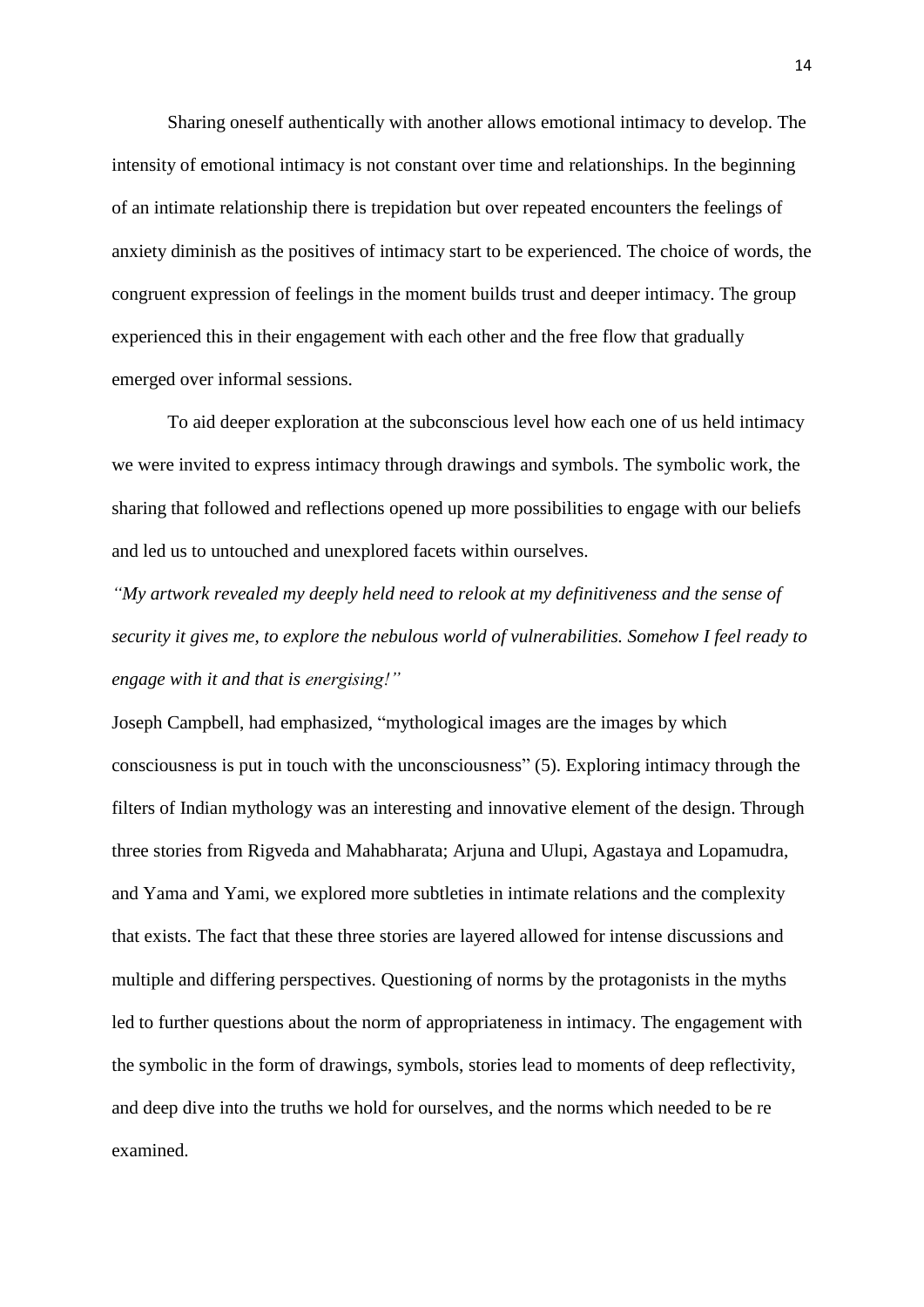Sharing oneself authentically with another allows emotional intimacy to develop. The intensity of emotional intimacy is not constant over time and relationships. In the beginning of an intimate relationship there is trepidation but over repeated encounters the feelings of anxiety diminish as the positives of intimacy start to be experienced. The choice of words, the congruent expression of feelings in the moment builds trust and deeper intimacy. The group experienced this in their engagement with each other and the free flow that gradually emerged over informal sessions.

To aid deeper exploration at the subconscious level how each one of us held intimacy we were invited to express intimacy through drawings and symbols. The symbolic work, the sharing that followed and reflections opened up more possibilities to engage with our beliefs and led us to untouched and unexplored facets within ourselves.

*"My artwork revealed my deeply held need to relook at my definitiveness and the sense of security it gives me, to explore the nebulous world of vulnerabilities. Somehow I feel ready to engage with it and that is energising!"*

Joseph Campbell, had emphasized, "mythological images are the images by which consciousness is put in touch with the unconsciousness" (5). Exploring intimacy through the filters of Indian mythology was an interesting and innovative element of the design. Through three stories from Rigveda and Mahabharata; Arjuna and Ulupi, Agastaya and Lopamudra, and Yama and Yami, we explored more subtleties in intimate relations and the complexity that exists. The fact that these three stories are layered allowed for intense discussions and multiple and differing perspectives. Questioning of norms by the protagonists in the myths led to further questions about the norm of appropriateness in intimacy. The engagement with the symbolic in the form of drawings, symbols, stories lead to moments of deep reflectivity, and deep dive into the truths we hold for ourselves, and the norms which needed to be re examined.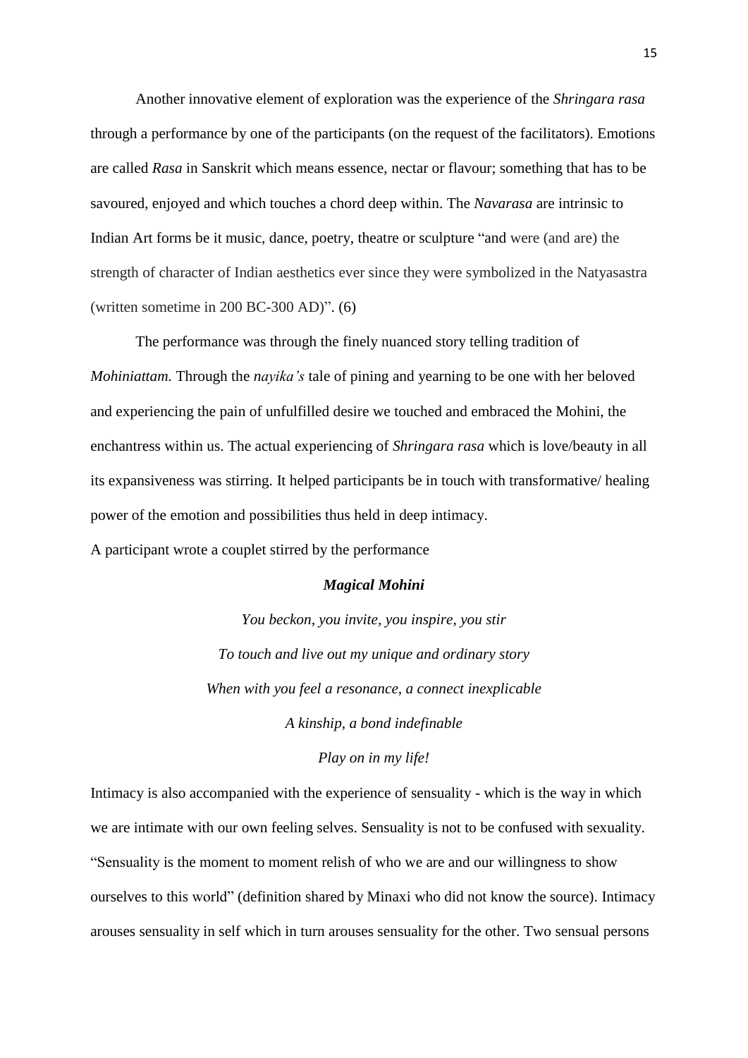Another innovative element of exploration was the experience of the *Shringara rasa* through a performance by one of the participants (on the request of the facilitators). Emotions are called *Rasa* in Sanskrit which means essence, nectar or flavour; something that has to be savoured, enjoyed and which touches a chord deep within. The *Navarasa* are intrinsic to Indian Art forms be it music, dance, poetry, theatre or sculpture "and were (and are) the strength of character of Indian aesthetics ever since they were symbolized in the Natyasastra (written sometime in 200 BC-300 AD)". (6)

The performance was through the finely nuanced story telling tradition of *Mohiniattam.* Through the *nayika's* tale of pining and yearning to be one with her beloved and experiencing the pain of unfulfilled desire we touched and embraced the Mohini, the enchantress within us. The actual experiencing of *Shringara rasa* which is love/beauty in all its expansiveness was stirring. It helped participants be in touch with transformative/ healing power of the emotion and possibilities thus held in deep intimacy.

A participant wrote a couplet stirred by the performance

***Magical Mohini***

*You beckon, you invite, you inspire, you stir*

*To touch and live out my unique and ordinary story*

*When with you feel a resonance, a connect inexplicable*

*A kinship, a bond indefinable*

*Play on in my life!*

Intimacy is also accompanied with the experience of sensuality - which is the way in which we are intimate with our own feeling selves. Sensuality is not to be confused with sexuality. "Sensuality is the moment to moment relish of who we are and our willingness to show ourselves to this world" (definition shared by Minaxi who did not know the source). Intimacy arouses sensuality in self which in turn arouses sensuality for the other. Two sensual persons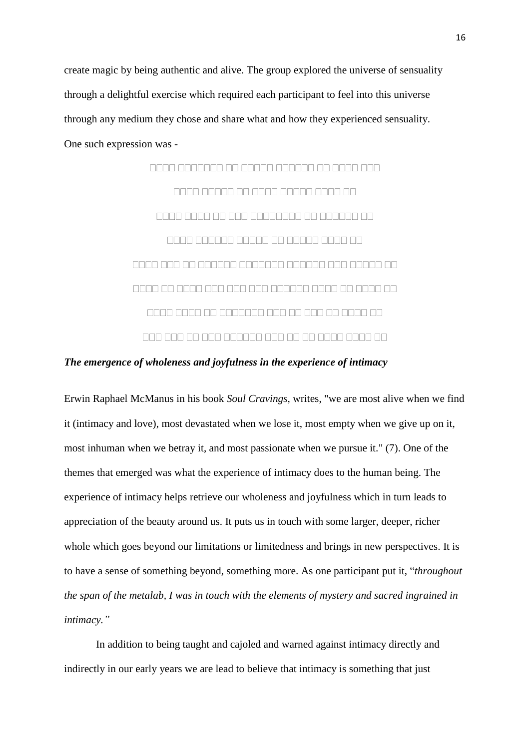create magic by being authentic and alive. The group explored the universe of sensuality through a delightful exercise which required each participant to feel into this universe through any medium they chose and share what and how they experienced sensuality. One such expression was -

□□□□ □□□□□□□ □□ □□□□□ □□□□□□ □□ □□□□ □□□

□□□□ □□□□□ □□ □□□□ □□□□□ □□□□ □□

□□□□ □□□□ □□ □□□ □□□□□□□□ □□ □□□□□□ □□

□□□□ □□□□□□ □□□□□ □□ □□□□□ □□□□ □□

□□□□ □□□ □□ □□□□□□ □□□□□□□ □□□□□□ □□□ □□□□□ □□

□□□□ □□ □□□□ □□□ □□□ □□□ □□□□□□ □□□□ □□ □□□□ □□

□□□□ □□□□ □□ □□□□□□□ □□□ □□ □□□ □□ □□□□ □□

□□□ □□□ □□ □□□ □□□□□□ □□□ □□ □□ □□□□ □□□□ □□

***The emergence of wholeness and joyfulness in the experience of intimacy***

Erwin Raphael McManus in his book *Soul Cravings*, writes, "we are most alive when we find it (intimacy and love), most devastated when we lose it, most empty when we give up on it, most inhuman when we betray it, and most passionate when we pursue it." (7). One of the themes that emerged was what the experience of intimacy does to the human being. The experience of intimacy helps retrieve our wholeness and joyfulness which in turn leads to appreciation of the beauty around us. It puts us in touch with some larger, deeper, richer whole which goes beyond our limitations or limitedness and brings in new perspectives. It is to have a sense of something beyond, something more. As one participant put it, "*throughout the span of the metalab, I was in touch with the elements of mystery and sacred ingrained in intimacy.*"

In addition to being taught and cajoled and warned against intimacy directly and indirectly in our early years we are lead to believe that intimacy is something that just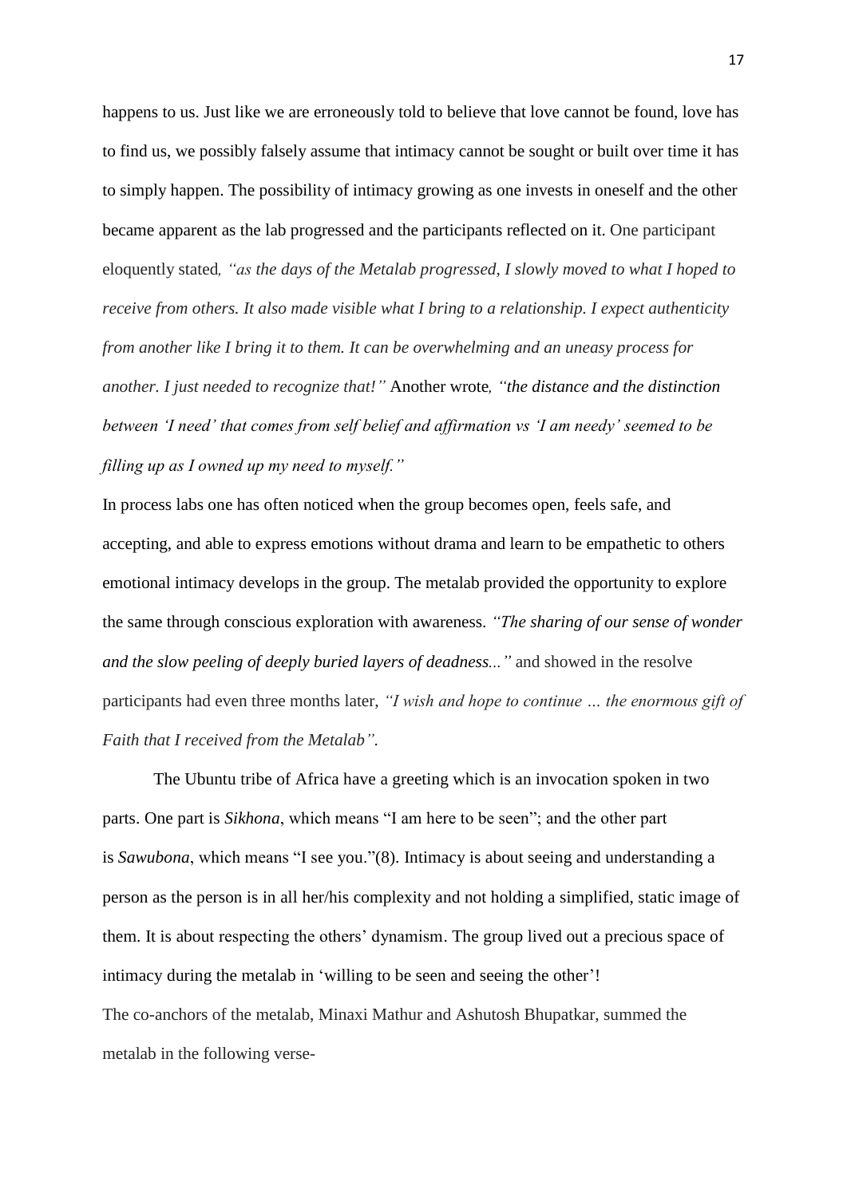happens to us. Just like we are erroneously told to believe that love cannot be found, love has to find us, we possibly falsely assume that intimacy cannot be sought or built over time it has to simply happen. The possibility of intimacy growing as one invests in oneself and the other became apparent as the lab progressed and the participants reflected on it. One participant eloquently stated*, "as the days of the Metalab progressed, I slowly moved to what I hoped to receive from others. It also made visible what I bring to a relationship. I expect authenticity from another like I bring it to them. It can be overwhelming and an uneasy process for another. I just needed to recognize that!"* Another wrote*, "the distance and the distinction between 'I need' that comes from self belief and affirmation vs 'I am needy' seemed to be filling up as I owned up my need to myself."*

In process labs one has often noticed when the group becomes open, feels safe, and accepting, and able to express emotions without drama and learn to be empathetic to others emotional intimacy develops in the group. The metalab provided the opportunity to explore the same through conscious exploration with awareness. *"The sharing of our sense of wonder and the slow peeling of deeply buried layers of deadness..."* and showed in the resolve participants had even three months later, *"I wish and hope to continue … the enormous gift of Faith that I received from the Metalab".*

The Ubuntu tribe of Africa have a greeting which is an invocation spoken in two parts. One part is *Sikhona*, which means "I am here to be seen"; and the other part is *Sawubona*, which means "I see you."(8). Intimacy is about seeing and understanding a person as the person is in all her/his complexity and not holding a simplified, static image of them. It is about respecting the others' dynamism. The group lived out a precious space of intimacy during the metalab in 'willing to be seen and seeing the other'!

The co-anchors of the metalab, Minaxi Mathur and Ashutosh Bhupatkar, summed the metalab in the following verse-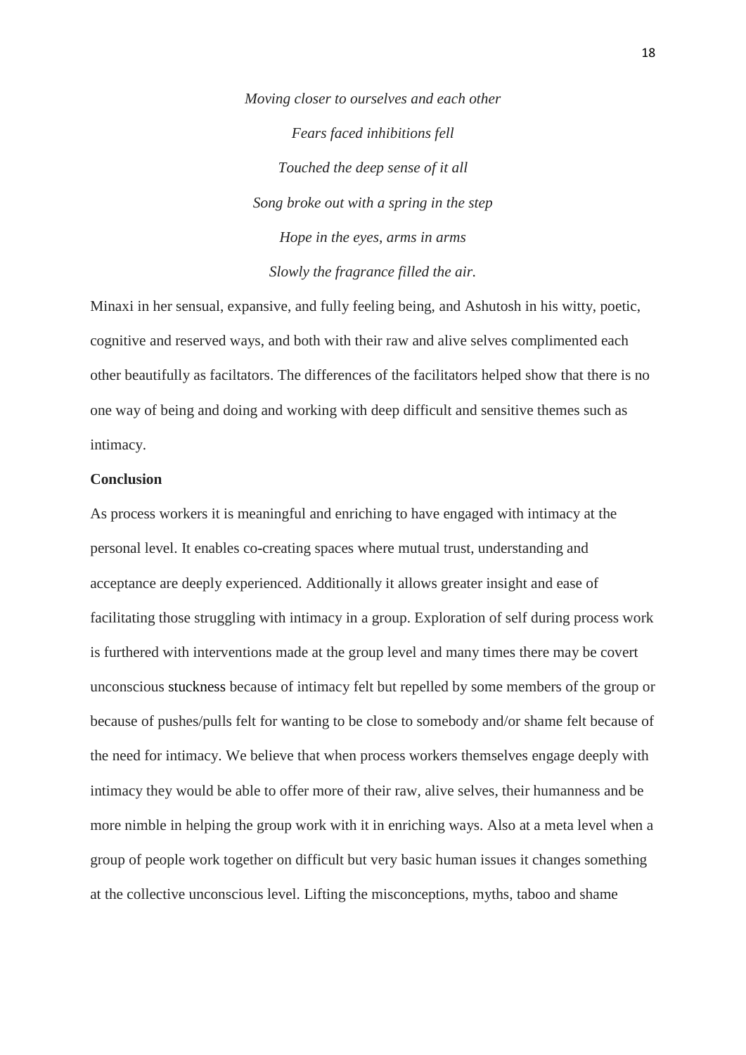*Moving closer to ourselves and each other*

*Fears faced inhibitions fell*

*Touched the deep sense of it all*

*Song broke out with a spring in the step*

*Hope in the eyes, arms in arms*

*Slowly the fragrance filled the air.*

Minaxi in her sensual, expansive, and fully feeling being, and Ashutosh in his witty, poetic, cognitive and reserved ways, and both with their raw and alive selves complimented each other beautifully as faciltators. The differences of the facilitators helped show that there is no one way of being and doing and working with deep difficult and sensitive themes such as intimacy.

**Conclusion**

As process workers it is meaningful and enriching to have engaged with intimacy at the personal level. It enables co-creating spaces where mutual trust, understanding and acceptance are deeply experienced. Additionally it allows greater insight and ease of facilitating those struggling with intimacy in a group. Exploration of self during process work is furthered with interventions made at the group level and many times there may be covert unconscious stuckness because of intimacy felt but repelled by some members of the group or because of pushes/pulls felt for wanting to be close to somebody and/or shame felt because of the need for intimacy. We believe that when process workers themselves engage deeply with intimacy they would be able to offer more of their raw, alive selves, their humanness and be more nimble in helping the group work with it in enriching ways. Also at a meta level when a group of people work together on difficult but very basic human issues it changes something at the collective unconscious level. Lifting the misconceptions, myths, taboo and shame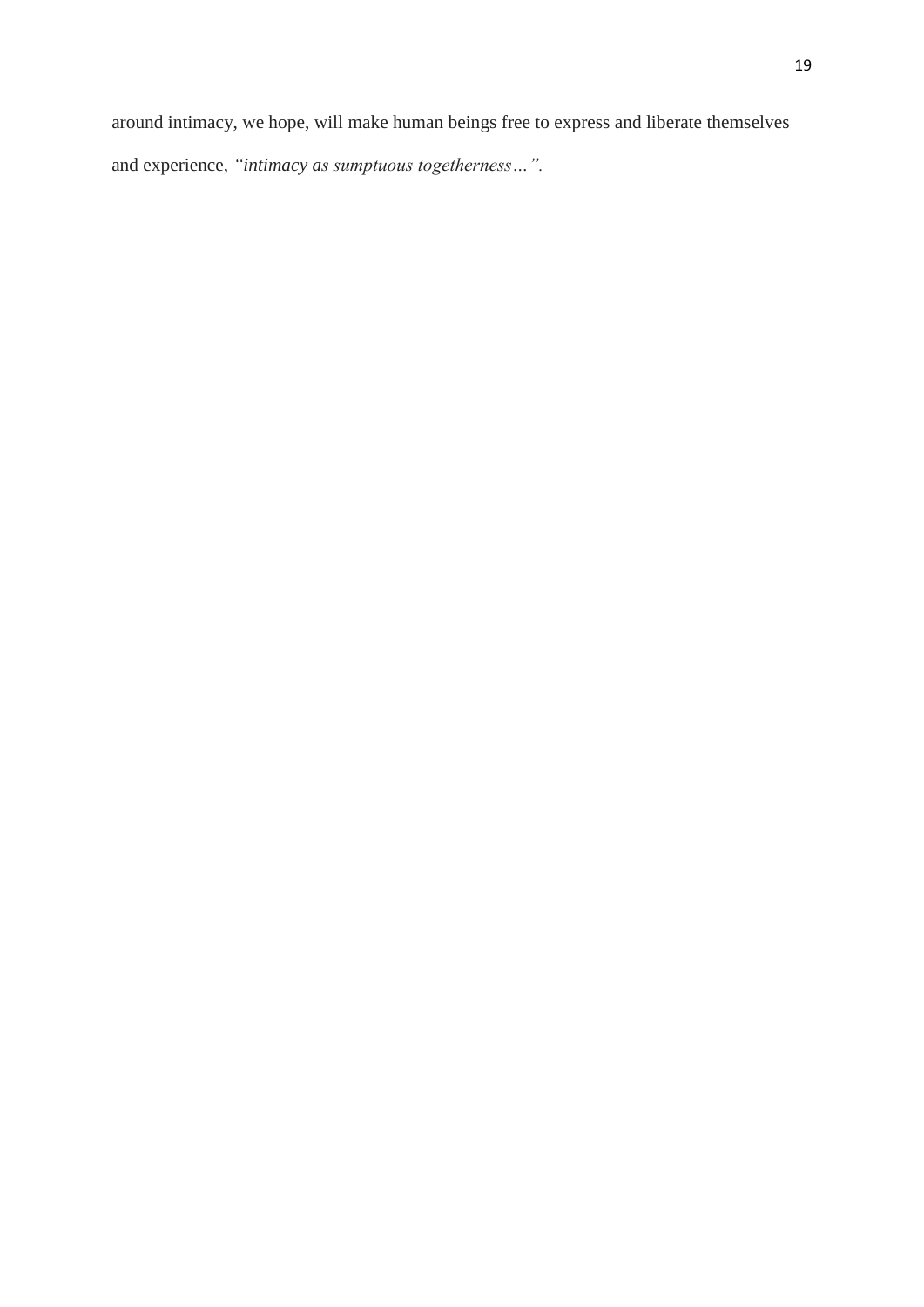around intimacy, we hope, will make human beings free to express and liberate themselves and experience, *"intimacy as sumptuous togetherness…".*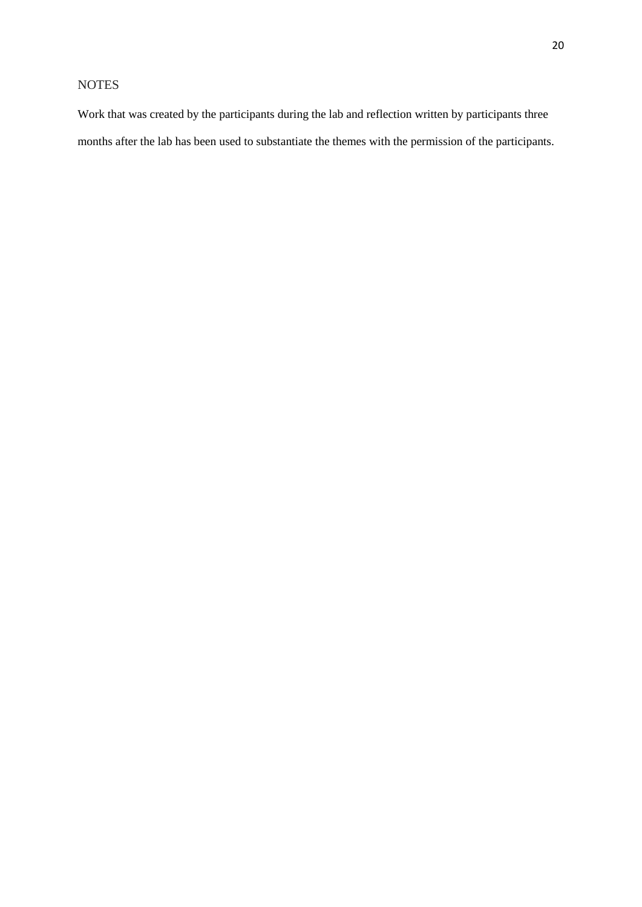## NOTES

Work that was created by the participants during the lab and reflection written by participants three months after the lab has been used to substantiate the themes with the permission of the participants.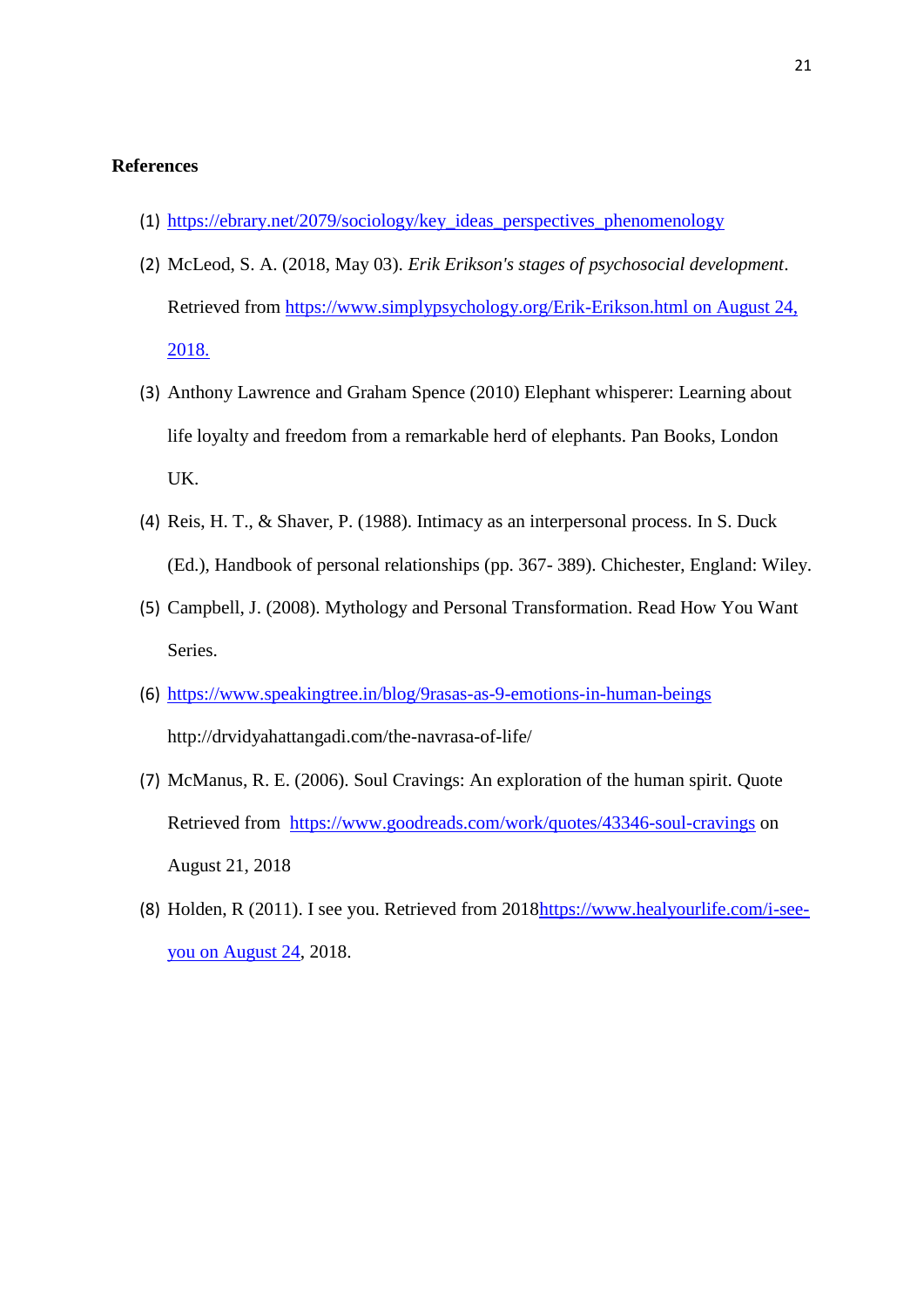**References**

(1) https://ebrary.net/2079/sociology/key_ideas_perspectives_phenomenology

(2) McLeod, S. A. (2018, May 03). *Erik Erikson's stages of psychosocial development*. Retrieved from https://www.simplypsychology.org/Erik-Erikson.html on August 24, 2018.

(3) Anthony Lawrence and Graham Spence (2010) Elephant whisperer: Learning about life loyalty and freedom from a remarkable herd of elephants. Pan Books, London UK.

(4) Reis, H. T., & Shaver, P. (1988). Intimacy as an interpersonal process. In S. Duck (Ed.), Handbook of personal relationships (pp. 367- 389). Chichester, England: Wiley.

(5) Campbell, J. (2008). Mythology and Personal Transformation. Read How You Want Series.

(6) https://www.speakingtree.in/blog/9rasas-as-9-emotions-in-human-beings http://drvidyahattangadi.com/the-navrasa-of-life/

(7) McManus, R. E. (2006). Soul Cravings: An exploration of the human spirit. Quote Retrieved from https://www.goodreads.com/work/quotes/43346-soul-cravings on August 21, 2018

(8) Holden, R (2011). I see you. Retrieved from 2018https://www.healyourlife.com/i-see-you on August 24, 2018.